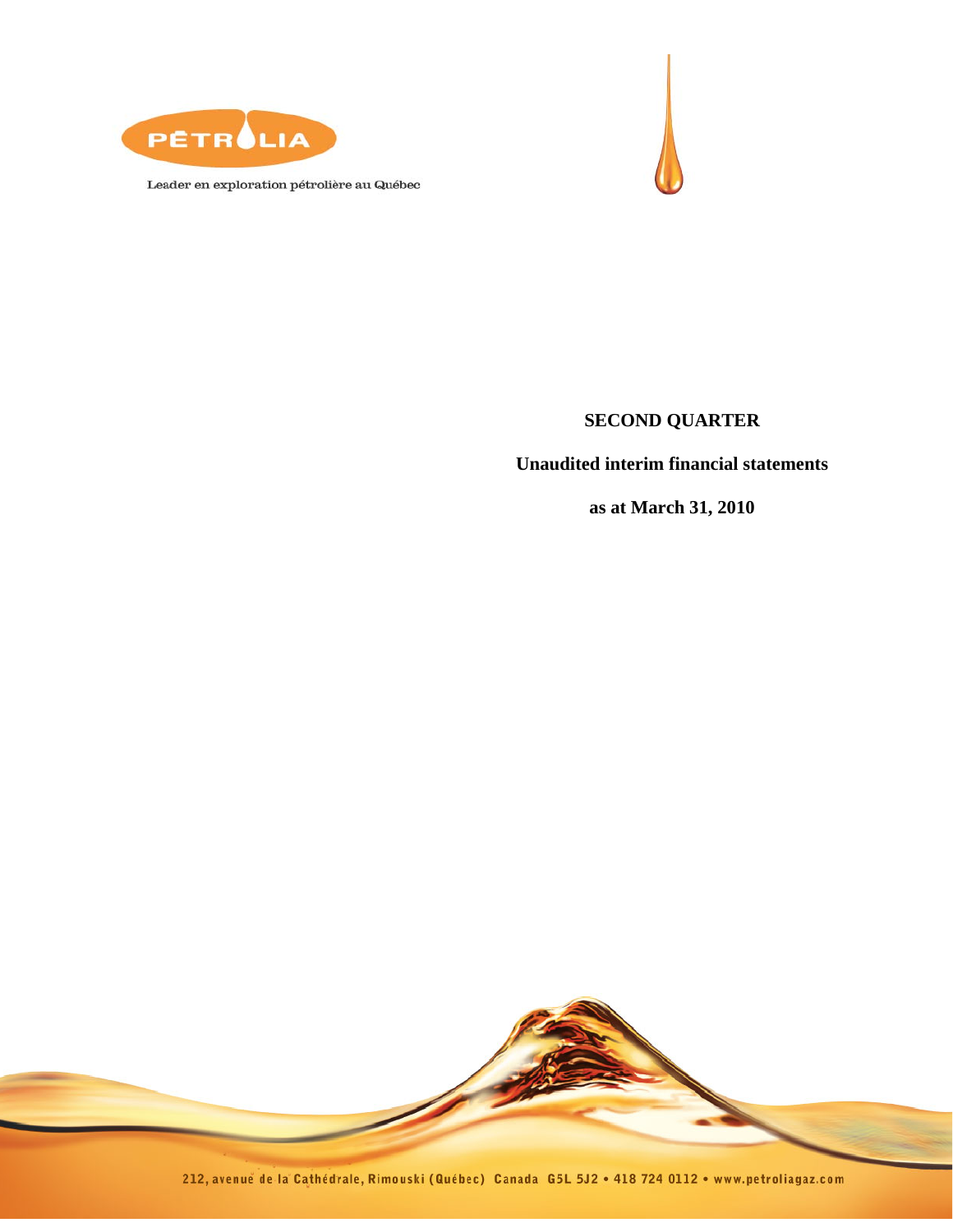PÉTROLIA

Leader en exploration pétrolière au Québec

**SECOND QUARTER**

**Unaudited interim financial statements**

**as at March 31, 2010**

212, avenue de la Cathédrale, Rimouski (Québec) Canada G5L 5J2 • 418 724 0112 • www.petroliagaz.com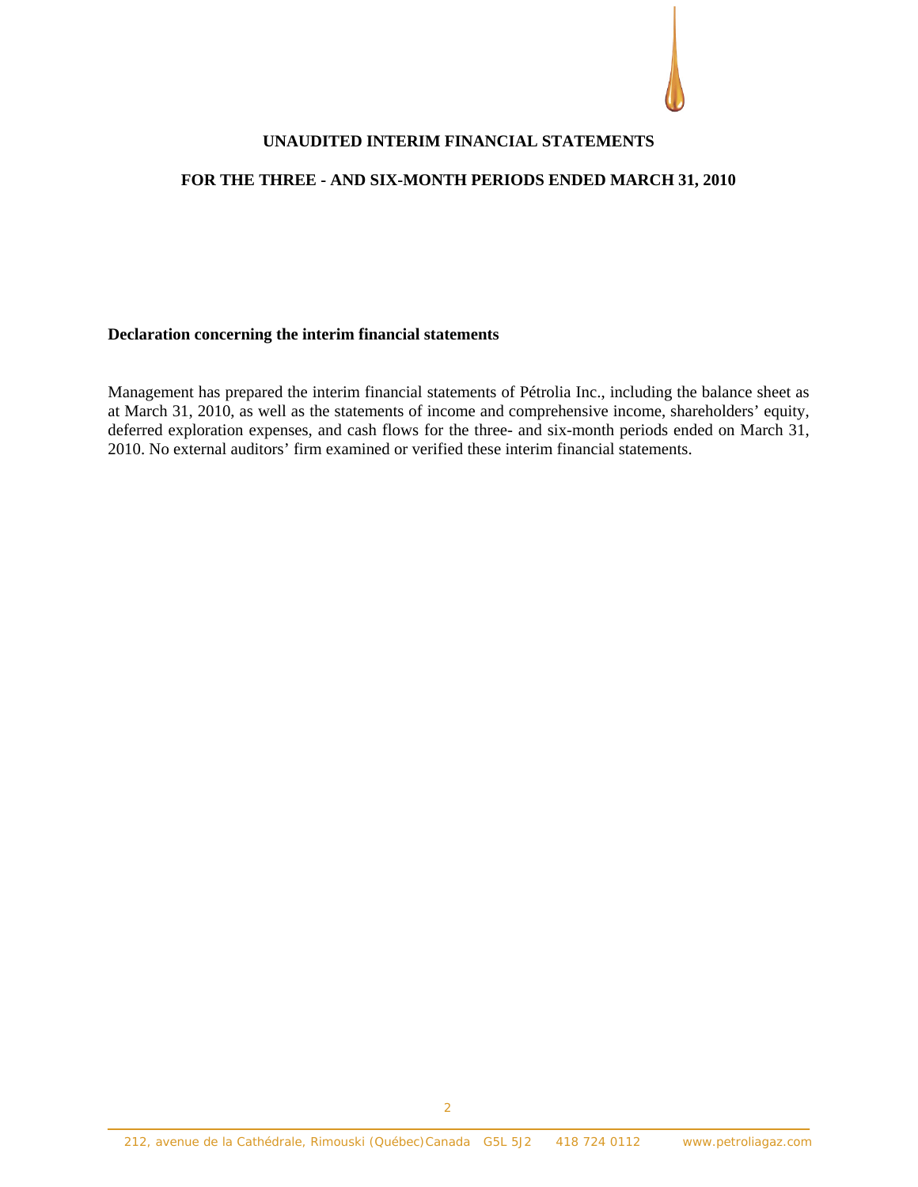**UNAUDITED INTERIM FINANCIAL STATEMENTS**

**FOR THE THREE - AND SIX-MONTH PERIODS ENDED MARCH 31, 2010**

**Declaration concerning the interim financial statements**

Management has prepared the interim financial statements of Pétrolia Inc., including the balance sheet as at March 31, 2010, as well as the statements of income and comprehensive income, shareholders' equity, deferred exploration expenses, and cash flows for the three- and six-month periods ended on March 31, 2010. No external auditors' firm examined or verified these interim financial statements.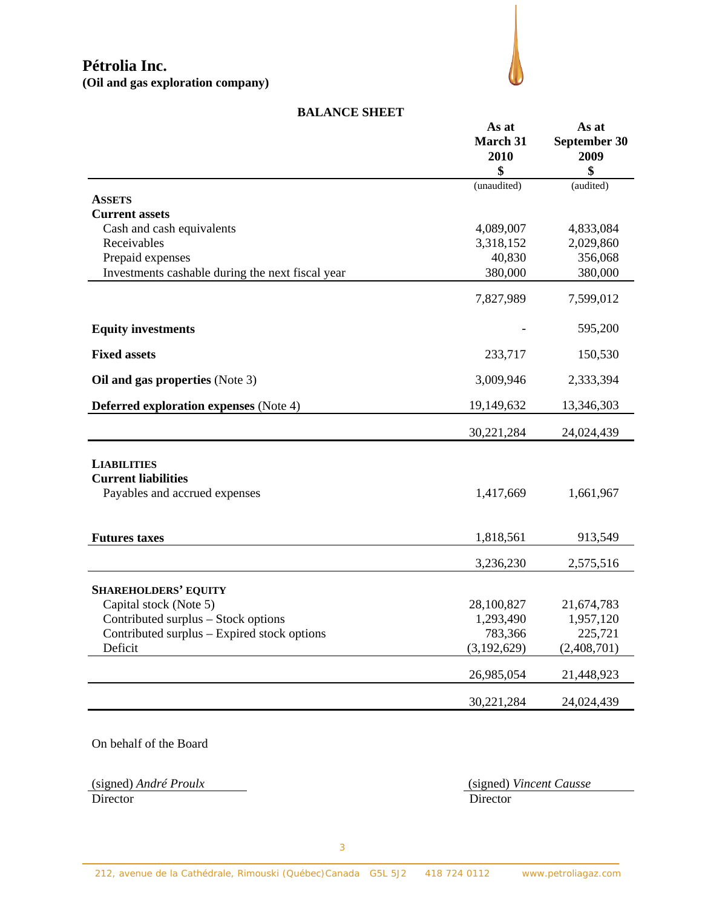# Pétrolia Inc.

**(Oil and gas exploration company)**

## BALANCE SHEET

| | As at March 31 2010 $ | As at September 30 2009 $ |
|---|---|---|
| | (unaudited) | (audited) |
| **ASSETS** | | |
| **Current assets** | | |
| Cash and cash equivalents | 4,089,007 | 4,833,084 |
| Receivables | 3,318,152 | 2,029,860 |
| Prepaid expenses | 40,830 | 356,068 |
| Investments cashable during the next fiscal year | 380,000 | 380,000 |
| | 7,827,989 | 7,599,012 |
| **Equity investments** | - | 595,200 |
| **Fixed assets** | 233,717 | 150,530 |
| **Oil and gas properties** (Note 3) | 3,009,946 | 2,333,394 |
| **Deferred exploration expenses** (Note 4) | 19,149,632 | 13,346,303 |
| | 30,221,284 | 24,024,439 |
| **LIABILITIES** | | |
| **Current liabilities** | | |
| Payables and accrued expenses | 1,417,669 | 1,661,967 |
| **Futures taxes** | 1,818,561 | 913,549 |
| | 3,236,230 | 2,575,516 |
| **SHAREHOLDERS' EQUITY** | | |
| Capital stock (Note 5) | 28,100,827 | 21,674,783 |
| Contributed surplus – Stock options | 1,293,490 | 1,957,120 |
| Contributed surplus – Expired stock options | 783,366 | 225,721 |
| Deficit | (3,192,629) | (2,408,701) |
| | 26,985,054 | 21,448,923 |
| | 30,221,284 | 24,024,439 |

On behalf of the Board

(signed) *André Proulx*
Director

(signed) *Vincent Causse*
Director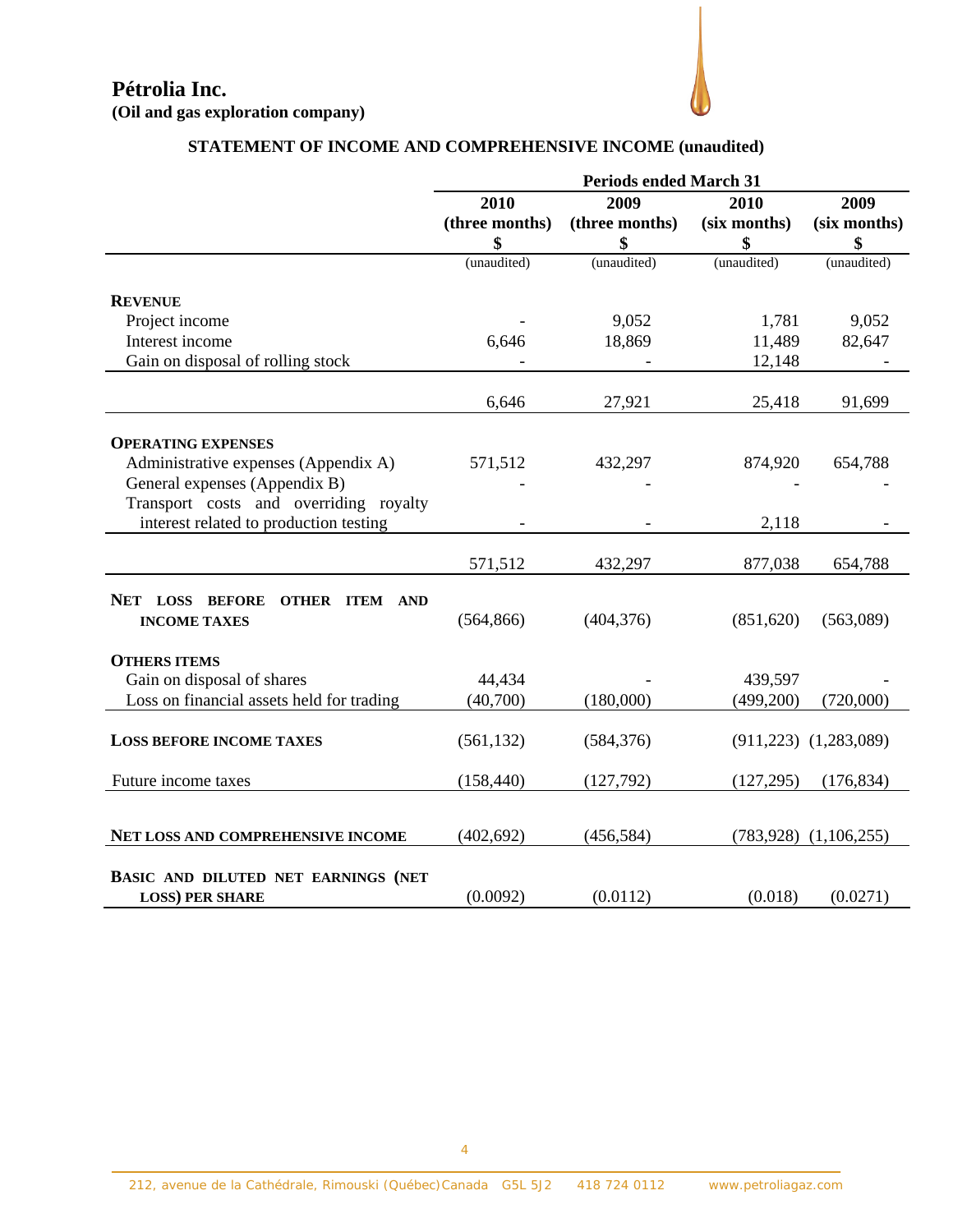**Pétrolia Inc.**
**(Oil and gas exploration company)**

## STATEMENT OF INCOME AND COMPREHENSIVE INCOME (unaudited)

| | Periods ended March 31 | | | |
|---|---|---|---|---|
| | 2010 (three months) $ | 2009 (three months) $ | 2010 (six months) $ | 2009 (six months) $ |
| | (unaudited) | (unaudited) | (unaudited) | (unaudited) |
| **REVENUE** | | | | |
| Project income | - | 9,052 | 1,781 | 9,052 |
| Interest income | 6,646 | 18,869 | 11,489 | 82,647 |
| Gain on disposal of rolling stock | - | - | 12,148 | - |
| | 6,646 | 27,921 | 25,418 | 91,699 |
| **OPERATING EXPENSES** | | | | |
| Administrative expenses (Appendix A) | 571,512 | 432,297 | 874,920 | 654,788 |
| General expenses (Appendix B) | - | - | - | - |
| Transport costs and overriding royalty interest related to production testing | - | - | 2,118 | - |
| | 571,512 | 432,297 | 877,038 | 654,788 |
| **NET LOSS BEFORE OTHER ITEM AND INCOME TAXES** | (564,866) | (404,376) | (851,620) | (563,089) |
| **OTHERS ITEMS** | | | | |
| Gain on disposal of shares | 44,434 | - | 439,597 | - |
| Loss on financial assets held for trading | (40,700) | (180,000) | (499,200) | (720,000) |
| **LOSS BEFORE INCOME TAXES** | (561,132) | (584,376) | (911,223) | (1,283,089) |
| Future income taxes | (158,440) | (127,792) | (127,295) | (176,834) |
| **NET LOSS AND COMPREHENSIVE INCOME** | (402,692) | (456,584) | (783,928) | (1,106,255) |
| **BASIC AND DILUTED NET EARNINGS (NET LOSS) PER SHARE** | (0.0092) | (0.0112) | (0.018) | (0.0271) |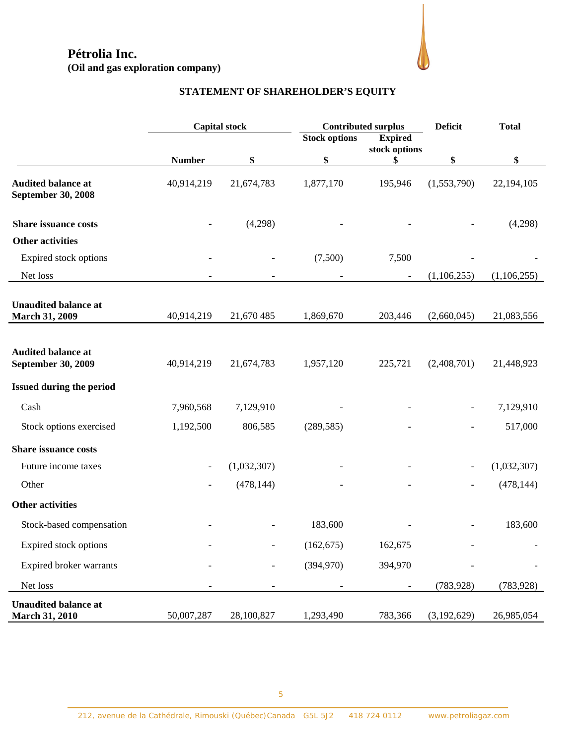**Pétrolia Inc.**
**(Oil and gas exploration company)**

## STATEMENT OF SHAREHOLDER'S EQUITY

| | Capital stock | | Contributed surplus | | Deficit | Total |
|---|---|---|---|---|---|---|
| | | | Stock options | Expired stock options | | |
| | Number | $ | $ | $ | $ | $ |
| **Audited balance at September 30, 2008** | 40,914,219 | 21,674,783 | 1,877,170 | 195,946 | (1,553,790) | 22,194,105 |
| **Share issuance costs** | - | (4,298) | - | - | - | (4,298) |
| **Other activities** | | | | | | |
| Expired stock options | - | - | (7,500) | 7,500 | - | - |
| Net loss | - | - | - | - | (1,106,255) | (1,106,255) |
| **Unaudited balance at March 31, 2009** | 40,914,219 | 21,670 485 | 1,869,670 | 203,446 | (2,660,045) | 21,083,556 |
| **Audited balance at September 30, 2009** | 40,914,219 | 21,674,783 | 1,957,120 | 225,721 | (2,408,701) | 21,448,923 |
| **Issued during the period** | | | | | | |
| Cash | 7,960,568 | 7,129,910 | - | - | - | 7,129,910 |
| Stock options exercised | 1,192,500 | 806,585 | (289,585) | - | - | 517,000 |
| **Share issuance costs** | | | | | | |
| Future income taxes | - | (1,032,307) | - | - | - | (1,032,307) |
| Other | - | (478,144) | - | - | - | (478,144) |
| **Other activities** | | | | | | |
| Stock-based compensation | - | - | 183,600 | - | - | 183,600 |
| Expired stock options | - | - | (162,675) | 162,675 | - | - |
| Expired broker warrants | - | - | (394,970) | 394,970 | - | - |
| Net loss | - | - | - | - | (783,928) | (783,928) |
| **Unaudited balance at March 31, 2010** | 50,007,287 | 28,100,827 | 1,293,490 | 783,366 | (3,192,629) | 26,985,054 |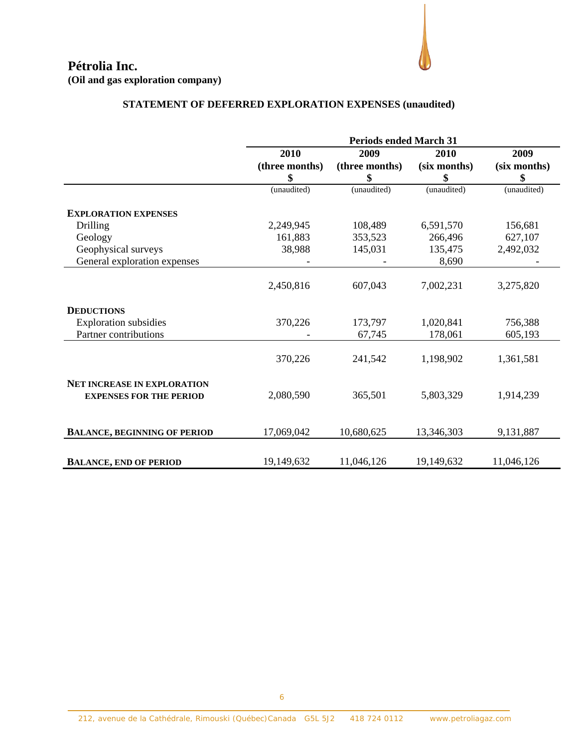**Pétrolia Inc.**
**(Oil and gas exploration company)**

## STATEMENT OF DEFERRED EXPLORATION EXPENSES (unaudited)

| | Periods ended March 31 | | | |
|---|---|---|---|---|
| | 2010 (three months) $ | 2009 (three months) $ | 2010 (six months) $ | 2009 (six months) $ |
| | (unaudited) | (unaudited) | (unaudited) | (unaudited) |
| **EXPLORATION EXPENSES** | | | | |
| Drilling | 2,249,945 | 108,489 | 6,591,570 | 156,681 |
| Geology | 161,883 | 353,523 | 266,496 | 627,107 |
| Geophysical surveys | 38,988 | 145,031 | 135,475 | 2,492,032 |
| General exploration expenses | - | - | 8,690 | - |
| | 2,450,816 | 607,043 | 7,002,231 | 3,275,820 |
| **DEDUCTIONS** | | | | |
| Exploration subsidies | 370,226 | 173,797 | 1,020,841 | 756,388 |
| Partner contributions | - | 67,745 | 178,061 | 605,193 |
| | 370,226 | 241,542 | 1,198,902 | 1,361,581 |
| **NET INCREASE IN EXPLORATION EXPENSES FOR THE PERIOD** | 2,080,590 | 365,501 | 5,803,329 | 1,914,239 |
| **BALANCE, BEGINNING OF PERIOD** | 17,069,042 | 10,680,625 | 13,346,303 | 9,131,887 |
| **BALANCE, END OF PERIOD** | 19,149,632 | 11,046,126 | 19,149,632 | 11,046,126 |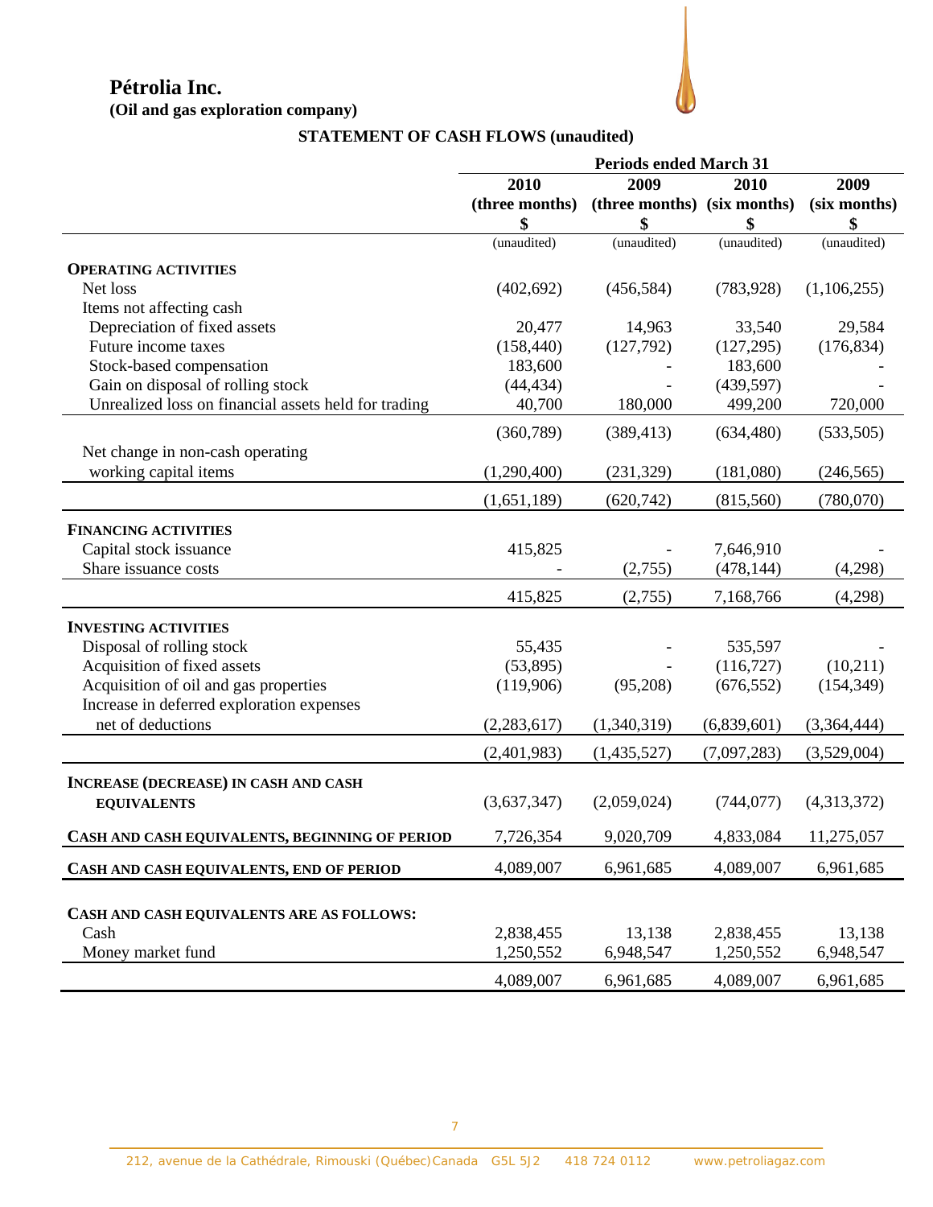# Pétrolia Inc.

**(Oil and gas exploration company)**

## STATEMENT OF CASH FLOWS (unaudited)

| | Periods ended March 31 | | | |
|---|---|---|---|---|
| | 2010 (three months) $ | 2009 (three months) $ | 2010 (six months) $ | 2009 (six months) $ |
| | (unaudited) | (unaudited) | (unaudited) | (unaudited) |
| **OPERATING ACTIVITIES** | | | | |
| Net loss | (402,692) | (456,584) | (783,928) | (1,106,255) |
| Items not affecting cash | | | | |
| Depreciation of fixed assets | 20,477 | 14,963 | 33,540 | 29,584 |
| Future income taxes | (158,440) | (127,792) | (127,295) | (176,834) |
| Stock-based compensation | 183,600 | - | 183,600 | - |
| Gain on disposal of rolling stock | (44,434) | - | (439,597) | - |
| Unrealized loss on financial assets held for trading | 40,700 | 180,000 | 499,200 | 720,000 |
| | (360,789) | (389,413) | (634,480) | (533,505) |
| Net change in non-cash operating working capital items | (1,290,400) | (231,329) | (181,080) | (246,565) |
| | (1,651,189) | (620,742) | (815,560) | (780,070) |
| **FINANCING ACTIVITIES** | | | | |
| Capital stock issuance | 415,825 | - | 7,646,910 | - |
| Share issuance costs | - | (2,755) | (478,144) | (4,298) |
| | 415,825 | (2,755) | 7,168,766 | (4,298) |
| **INVESTING ACTIVITIES** | | | | |
| Disposal of rolling stock | 55,435 | - | 535,597 | - |
| Acquisition of fixed assets | (53,895) | - | (116,727) | (10,211) |
| Acquisition of oil and gas properties | (119,906) | (95,208) | (676,552) | (154,349) |
| Increase in deferred exploration expenses net of deductions | (2,283,617) | (1,340,319) | (6,839,601) | (3,364,444) |
| | (2,401,983) | (1,435,527) | (7,097,283) | (3,529,004) |
| **INCREASE (DECREASE) IN CASH AND CASH EQUIVALENTS** | (3,637,347) | (2,059,024) | (744,077) | (4,313,372) |
| **CASH AND CASH EQUIVALENTS, BEGINNING OF PERIOD** | 7,726,354 | 9,020,709 | 4,833,084 | 11,275,057 |
| **CASH AND CASH EQUIVALENTS, END OF PERIOD** | 4,089,007 | 6,961,685 | 4,089,007 | 6,961,685 |
| **CASH AND CASH EQUIVALENTS ARE AS FOLLOWS:** | | | | |
| Cash | 2,838,455 | 13,138 | 2,838,455 | 13,138 |
| Money market fund | 1,250,552 | 6,948,547 | 1,250,552 | 6,948,547 |
| | 4,089,007 | 6,961,685 | 4,089,007 | 6,961,685 |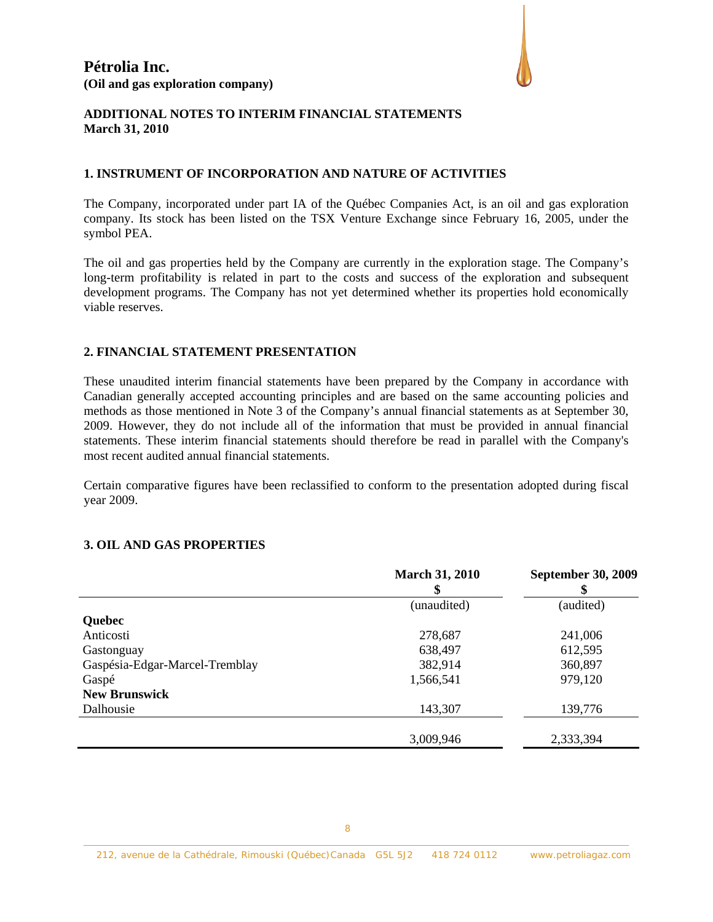# Pétrolia Inc.
**(Oil and gas exploration company)**

**ADDITIONAL NOTES TO INTERIM FINANCIAL STATEMENTS**
**March 31, 2010**

## 1. INSTRUMENT OF INCORPORATION AND NATURE OF ACTIVITIES

The Company, incorporated under part IA of the Québec Companies Act, is an oil and gas exploration company. Its stock has been listed on the TSX Venture Exchange since February 16, 2005, under the symbol PEA.

The oil and gas properties held by the Company are currently in the exploration stage. The Company's long-term profitability is related in part to the costs and success of the exploration and subsequent development programs. The Company has not yet determined whether its properties hold economically viable reserves.

## 2. FINANCIAL STATEMENT PRESENTATION

These unaudited interim financial statements have been prepared by the Company in accordance with Canadian generally accepted accounting principles and are based on the same accounting policies and methods as those mentioned in Note 3 of the Company's annual financial statements as at September 30, 2009. However, they do not include all of the information that must be provided in annual financial statements. These interim financial statements should therefore be read in parallel with the Company's most recent audited annual financial statements.

Certain comparative figures have been reclassified to conform to the presentation adopted during fiscal year 2009.

## 3. OIL AND GAS PROPERTIES

| | March 31, 2010 $ | September 30, 2009 $ |
|---|---|---|
| | (unaudited) | (audited) |
| **Quebec** | | |
| Anticosti | 278,687 | 241,006 |
| Gastonguay | 638,497 | 612,595 |
| Gaspésia-Edgar-Marcel-Tremblay | 382,914 | 360,897 |
| Gaspé | 1,566,541 | 979,120 |
| **New Brunswick** | | |
| Dalhousie | 143,307 | 139,776 |
| | 3,009,946 | 2,333,394 |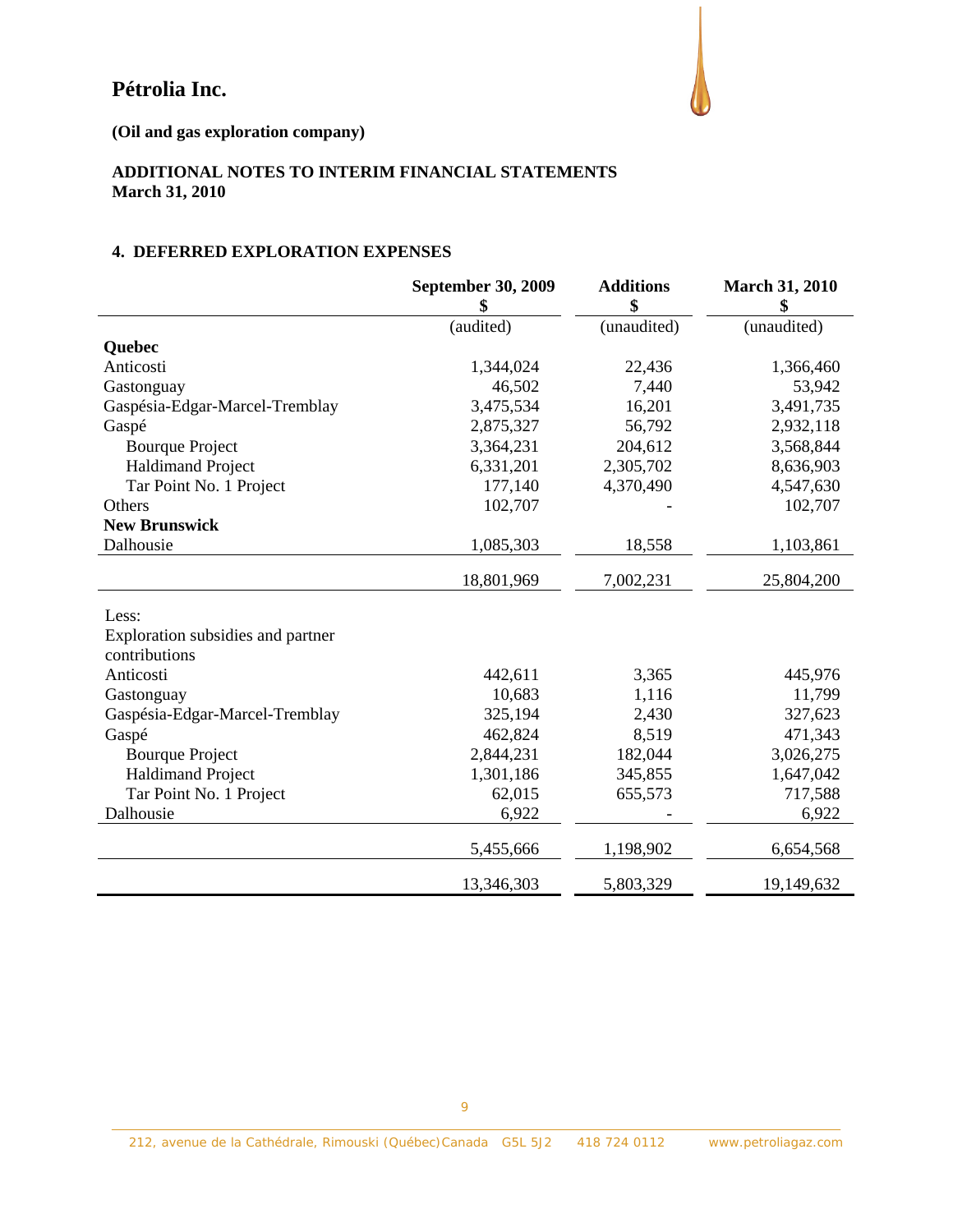# Pétrolia Inc.

**(Oil and gas exploration company)**

**ADDITIONAL NOTES TO INTERIM FINANCIAL STATEMENTS**
**March 31, 2010**

## 4. DEFERRED EXPLORATION EXPENSES

| | September 30, 2009 $ | Additions $ | March 31, 2010 $ |
|---|---|---|---|
| | (audited) | (unaudited) | (unaudited) |
| **Quebec** | | | |
| Anticosti | 1,344,024 | 22,436 | 1,366,460 |
| Gastonguay | 46,502 | 7,440 | 53,942 |
| Gaspésia-Edgar-Marcel-Tremblay | 3,475,534 | 16,201 | 3,491,735 |
| Gaspé | 2,875,327 | 56,792 | 2,932,118 |
| Bourque Project | 3,364,231 | 204,612 | 3,568,844 |
| Haldimand Project | 6,331,201 | 2,305,702 | 8,636,903 |
| Tar Point No. 1 Project | 177,140 | 4,370,490 | 4,547,630 |
| Others | 102,707 | - | 102,707 |
| **New Brunswick** | | | |
| Dalhousie | 1,085,303 | 18,558 | 1,103,861 |
| | 18,801,969 | 7,002,231 | 25,804,200 |
| Less: | | | |
| Exploration subsidies and partner contributions | | | |
| Anticosti | 442,611 | 3,365 | 445,976 |
| Gastonguay | 10,683 | 1,116 | 11,799 |
| Gaspésia-Edgar-Marcel-Tremblay | 325,194 | 2,430 | 327,623 |
| Gaspé | 462,824 | 8,519 | 471,343 |
| Bourque Project | 2,844,231 | 182,044 | 3,026,275 |
| Haldimand Project | 1,301,186 | 345,855 | 1,647,042 |
| Tar Point No. 1 Project | 62,015 | 655,573 | 717,588 |
| Dalhousie | 6,922 | - | 6,922 |
| | 5,455,666 | 1,198,902 | 6,654,568 |
| | 13,346,303 | 5,803,329 | 19,149,632 |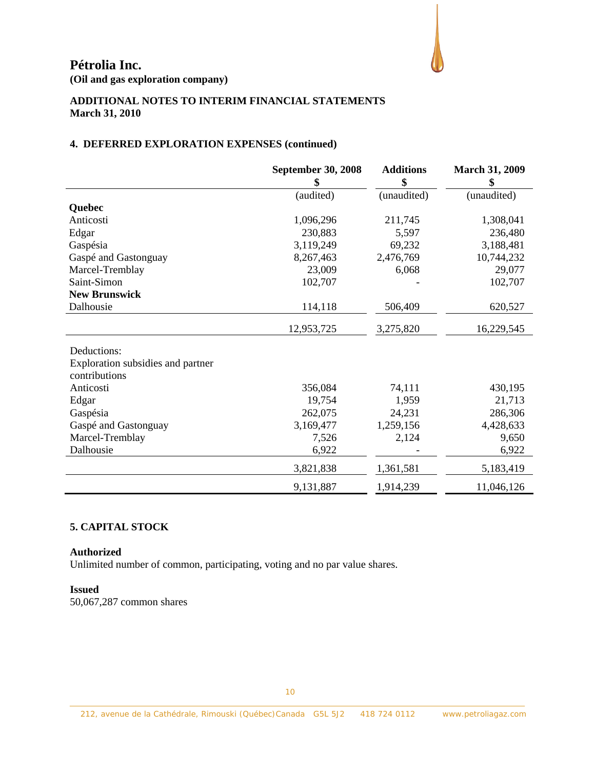**Pétrolia Inc.**
**(Oil and gas exploration company)**

**ADDITIONAL NOTES TO INTERIM FINANCIAL STATEMENTS**
**March 31, 2010**

## 4. DEFERRED EXPLORATION EXPENSES (continued)

| | September 30, 2008 $ | Additions $ | March 31, 2009 $ |
|---|---|---|---|
| | (audited) | (unaudited) | (unaudited) |
| **Quebec** | | | |
| Anticosti | 1,096,296 | 211,745 | 1,308,041 |
| Edgar | 230,883 | 5,597 | 236,480 |
| Gaspésia | 3,119,249 | 69,232 | 3,188,481 |
| Gaspé and Gastonguay | 8,267,463 | 2,476,769 | 10,744,232 |
| Marcel-Tremblay | 23,009 | 6,068 | 29,077 |
| Saint-Simon | 102,707 | - | 102,707 |
| **New Brunswick** | | | |
| Dalhousie | 114,118 | 506,409 | 620,527 |
| | 12,953,725 | 3,275,820 | 16,229,545 |
| Deductions: | | | |
| Exploration subsidies and partner contributions | | | |
| Anticosti | 356,084 | 74,111 | 430,195 |
| Edgar | 19,754 | 1,959 | 21,713 |
| Gaspésia | 262,075 | 24,231 | 286,306 |
| Gaspé and Gastonguay | 3,169,477 | 1,259,156 | 4,428,633 |
| Marcel-Tremblay | 7,526 | 2,124 | 9,650 |
| Dalhousie | 6,922 | - | 6,922 |
| | 3,821,838 | 1,361,581 | 5,183,419 |
| | 9,131,887 | 1,914,239 | 11,046,126 |

## 5. CAPITAL STOCK

**Authorized**
Unlimited number of common, participating, voting and no par value shares.

**Issued**
50,067,287 common shares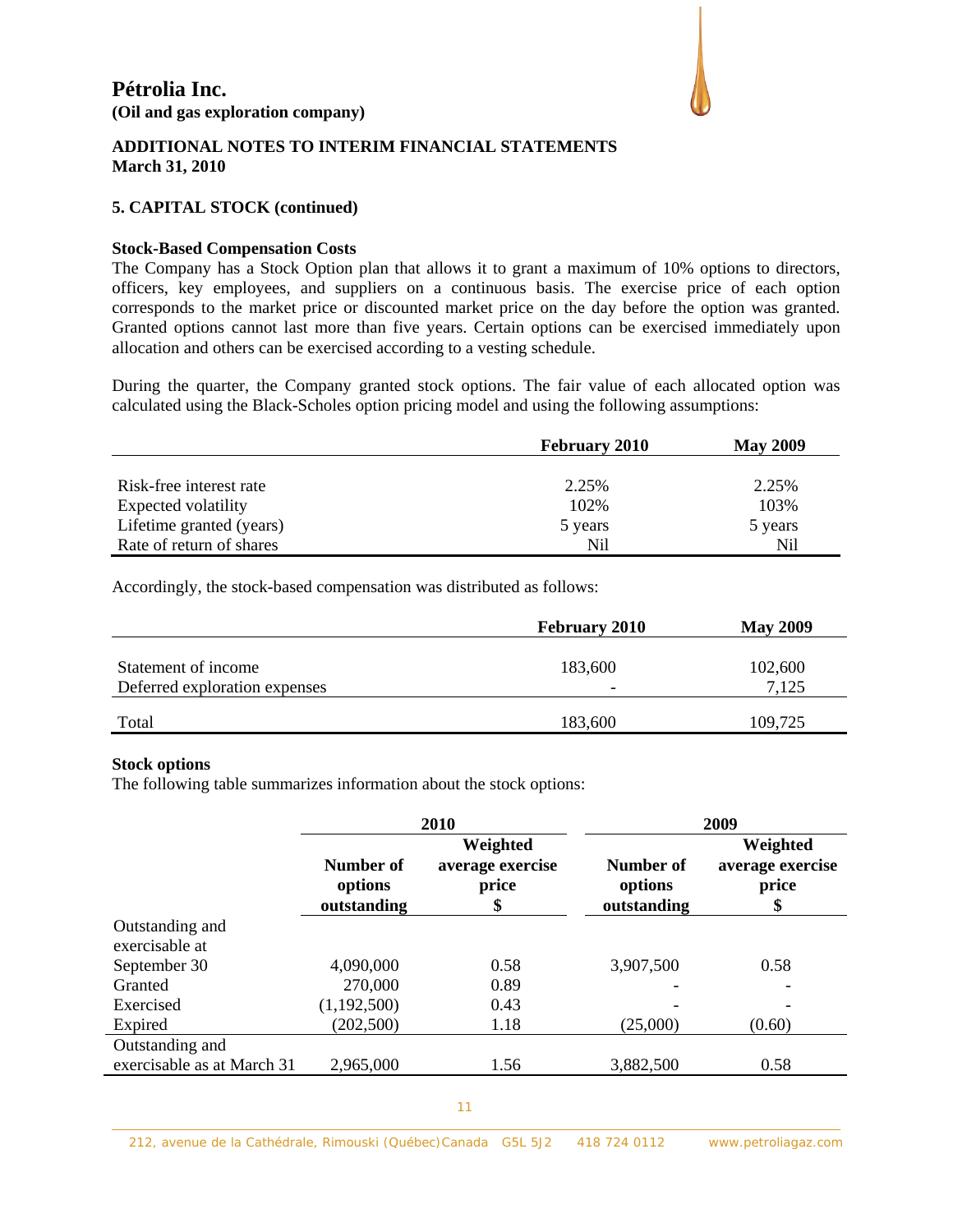# Pétrolia Inc.

**(Oil and gas exploration company)**

**ADDITIONAL NOTES TO INTERIM FINANCIAL STATEMENTS**
**March 31, 2010**

## 5. CAPITAL STOCK (continued)

### Stock-Based Compensation Costs

The Company has a Stock Option plan that allows it to grant a maximum of 10% options to directors, officers, key employees, and suppliers on a continuous basis. The exercise price of each option corresponds to the market price or discounted market price on the day before the option was granted. Granted options cannot last more than five years. Certain options can be exercised immediately upon allocation and others can be exercised according to a vesting schedule.

During the quarter, the Company granted stock options. The fair value of each allocated option was calculated using the Black-Scholes option pricing model and using the following assumptions:

| | February 2010 | May 2009 |
|---|---|---|
| Risk-free interest rate | 2.25% | 2.25% |
| Expected volatility | 102% | 103% |
| Lifetime granted (years) | 5 years | 5 years |
| Rate of return of shares | Nil | Nil |

Accordingly, the stock-based compensation was distributed as follows:

| | February 2010 | May 2009 |
|---|---|---|
| Statement of income | 183,600 | 102,600 |
| Deferred exploration expenses | - | 7,125 |
| Total | 183,600 | 109,725 |

### Stock options

The following table summarizes information about the stock options:

| | 2010 | | 2009 | |
|---|---|---|---|---|
| | Number of options outstanding | Weighted average exercise price $ | Number of options outstanding | Weighted average exercise price $ |
| Outstanding and exercisable at September 30 | 4,090,000 | 0.58 | 3,907,500 | 0.58 |
| Granted | 270,000 | 0.89 | - | - |
| Exercised | (1,192,500) | 0.43 | - | - |
| Expired | (202,500) | 1.18 | (25,000) | (0.60) |
| Outstanding and exercisable as at March 31 | 2,965,000 | 1.56 | 3,882,500 | 0.58 |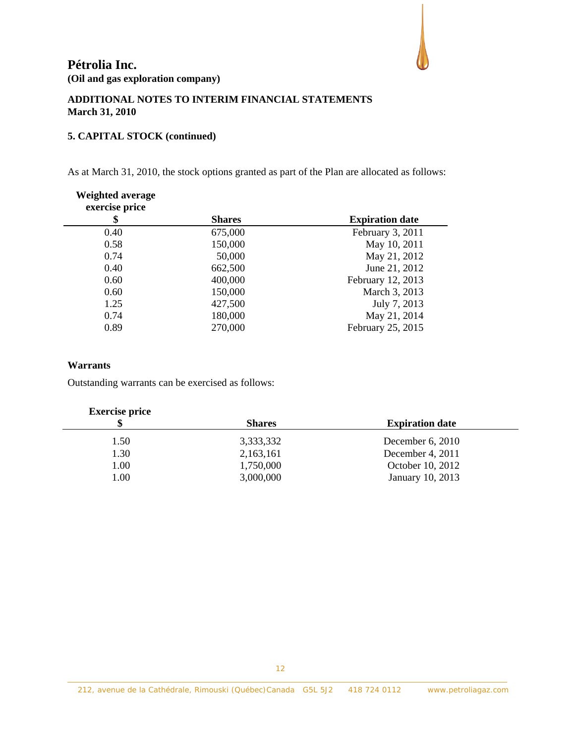# Pétrolia Inc.

**(Oil and gas exploration company)**

**ADDITIONAL NOTES TO INTERIM FINANCIAL STATEMENTS**
**March 31, 2010**

## 5. CAPITAL STOCK (continued)

As at March 31, 2010, the stock options granted as part of the Plan are allocated as follows:

| Weighted average exercise price $ | Shares | Expiration date |
|---|---|---|
| 0.40 | 675,000 | February 3, 2011 |
| 0.58 | 150,000 | May 10, 2011 |
| 0.74 | 50,000 | May 21, 2012 |
| 0.40 | 662,500 | June 21, 2012 |
| 0.60 | 400,000 | February 12, 2013 |
| 0.60 | 150,000 | March 3, 2013 |
| 1.25 | 427,500 | July 7, 2013 |
| 0.74 | 180,000 | May 21, 2014 |
| 0.89 | 270,000 | February 25, 2015 |

**Warrants**

Outstanding warrants can be exercised as follows:

| Exercise price $ | Shares | Expiration date |
|---|---|---|
| 1.50 | 3,333,332 | December 6, 2010 |
| 1.30 | 2,163,161 | December 4, 2011 |
| 1.00 | 1,750,000 | October 10, 2012 |
| 1.00 | 3,000,000 | January 10, 2013 |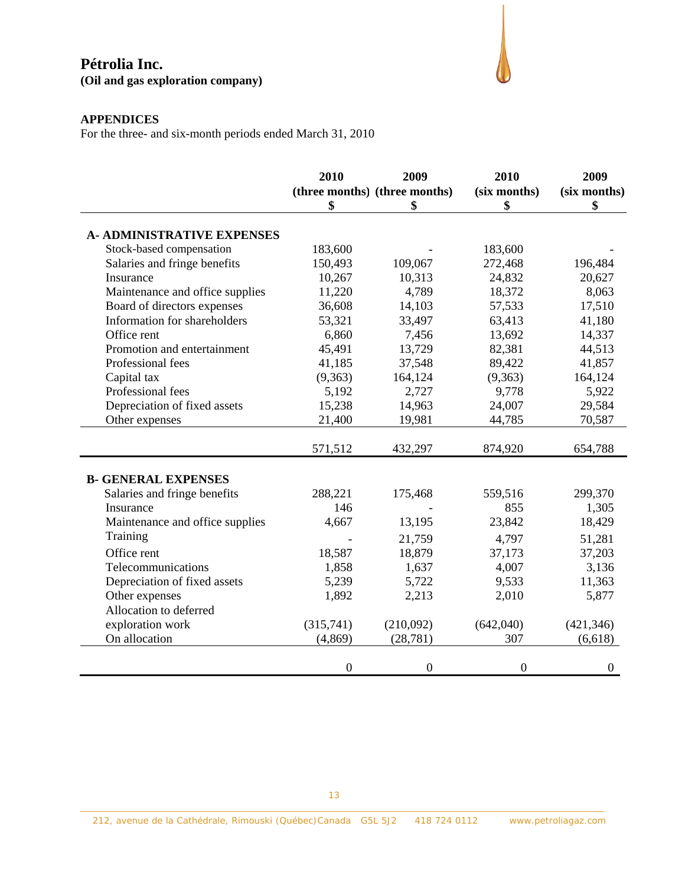# Pétrolia Inc.

**(Oil and gas exploration company)**

**APPENDICES**

For the three- and six-month periods ended March 31, 2010

| | 2010 (three months) $ | 2009 (three months) $ | 2010 (six months) $ | 2009 (six months) $ |
|---|---|---|---|---|
| **A- ADMINISTRATIVE EXPENSES** | | | | |
| Stock-based compensation | 183,600 | - | 183,600 | - |
| Salaries and fringe benefits | 150,493 | 109,067 | 272,468 | 196,484 |
| Insurance | 10,267 | 10,313 | 24,832 | 20,627 |
| Maintenance and office supplies | 11,220 | 4,789 | 18,372 | 8,063 |
| Board of directors expenses | 36,608 | 14,103 | 57,533 | 17,510 |
| Information for shareholders | 53,321 | 33,497 | 63,413 | 41,180 |
| Office rent | 6,860 | 7,456 | 13,692 | 14,337 |
| Promotion and entertainment | 45,491 | 13,729 | 82,381 | 44,513 |
| Professional fees | 41,185 | 37,548 | 89,422 | 41,857 |
| Capital tax | (9,363) | 164,124 | (9,363) | 164,124 |
| Professional fees | 5,192 | 2,727 | 9,778 | 5,922 |
| Depreciation of fixed assets | 15,238 | 14,963 | 24,007 | 29,584 |
| Other expenses | 21,400 | 19,981 | 44,785 | 70,587 |
| | 571,512 | 432,297 | 874,920 | 654,788 |
| **B- GENERAL EXPENSES** | | | | |
| Salaries and fringe benefits | 288,221 | 175,468 | 559,516 | 299,370 |
| Insurance | 146 | - | 855 | 1,305 |
| Maintenance and office supplies | 4,667 | 13,195 | 23,842 | 18,429 |
| Training | - | 21,759 | 4,797 | 51,281 |
| Office rent | 18,587 | 18,879 | 37,173 | 37,203 |
| Telecommunications | 1,858 | 1,637 | 4,007 | 3,136 |
| Depreciation of fixed assets | 5,239 | 5,722 | 9,533 | 11,363 |
| Other expenses | 1,892 | 2,213 | 2,010 | 5,877 |
| Allocation to deferred exploration work | (315,741) | (210,092) | (642,040) | (421,346) |
| On allocation | (4,869) | (28,781) | 307 | (6,618) |
| | 0 | 0 | 0 | 0 |